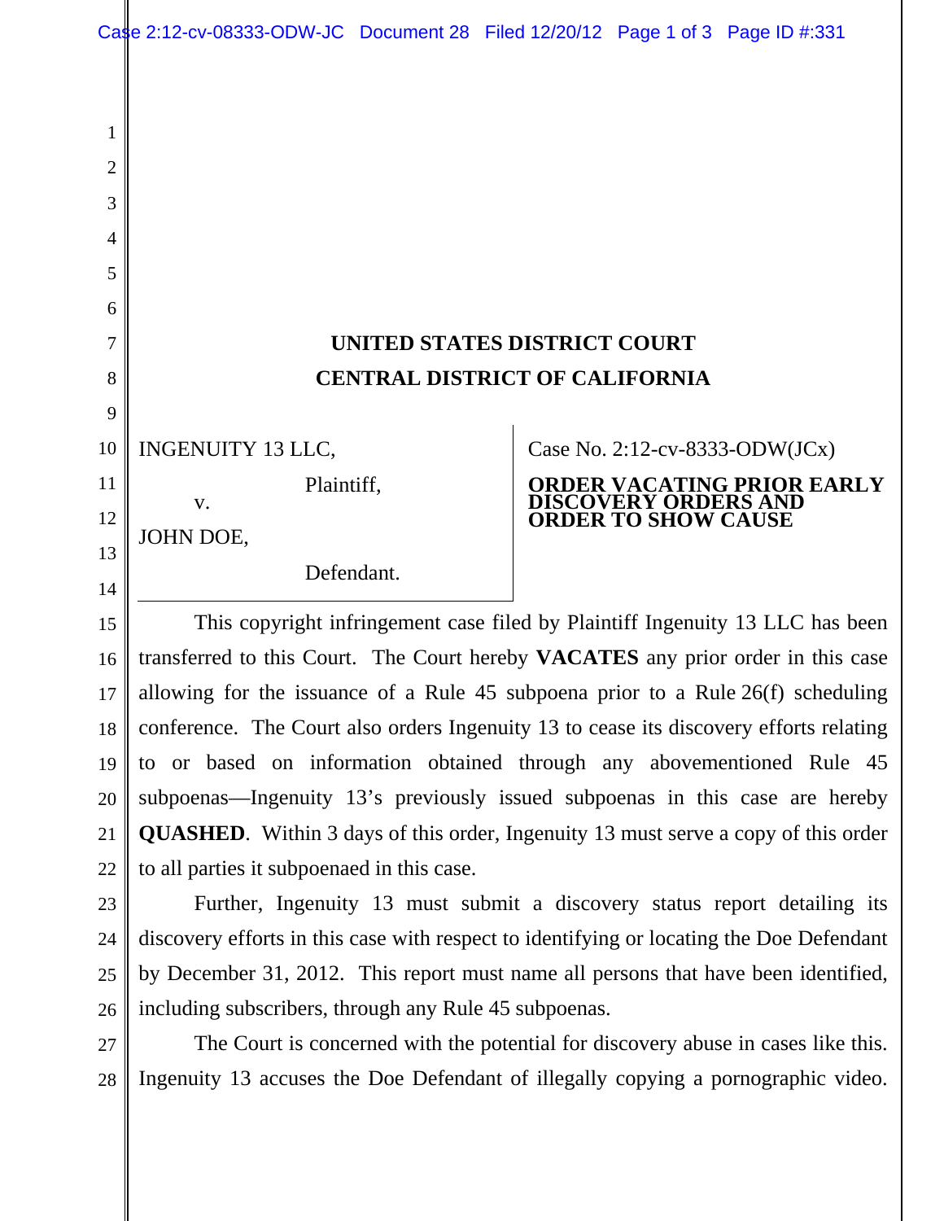# UNITED STATES DISTRICT COURT
# CENTRAL DISTRICT OF CALIFORNIA

INGENUITY 13 LLC,

Plaintiff,

v.

JOHN DOE,

Defendant.

Case No. 2:12-cv-8333-ODW(JCx)

**ORDER VACATING PRIOR EARLY DISCOVERY ORDERS AND ORDER TO SHOW CAUSE**

This copyright infringement case filed by Plaintiff Ingenuity 13 LLC has been transferred to this Court. The Court hereby **VACATES** any prior order in this case allowing for the issuance of a Rule 45 subpoena prior to a Rule 26(f) scheduling conference. The Court also orders Ingenuity 13 to cease its discovery efforts relating to or based on information obtained through any abovementioned Rule 45 subpoenas—Ingenuity 13's previously issued subpoenas in this case are hereby **QUASHED**. Within 3 days of this order, Ingenuity 13 must serve a copy of this order to all parties it subpoenaed in this case.

Further, Ingenuity 13 must submit a discovery status report detailing its discovery efforts in this case with respect to identifying or locating the Doe Defendant by December 31, 2012. This report must name all persons that have been identified, including subscribers, through any Rule 45 subpoenas.

The Court is concerned with the potential for discovery abuse in cases like this. Ingenuity 13 accuses the Doe Defendant of illegally copying a pornographic video.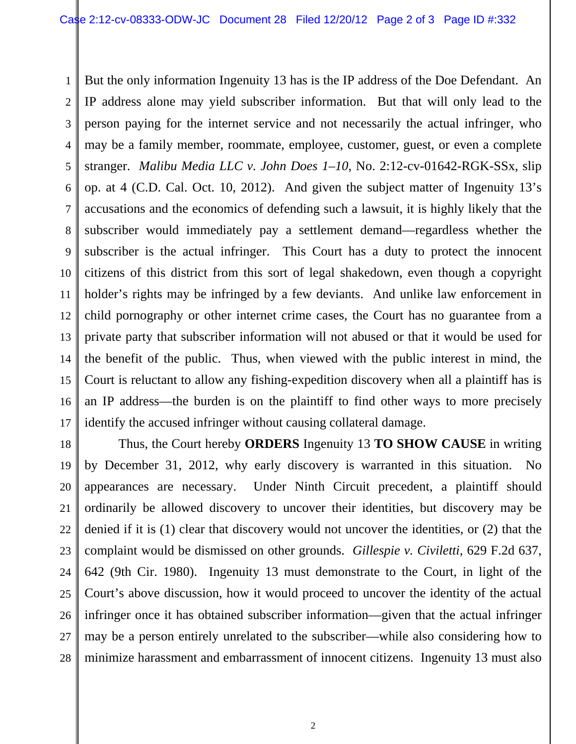But the only information Ingenuity 13 has is the IP address of the Doe Defendant. An IP address alone may yield subscriber information. But that will only lead to the person paying for the internet service and not necessarily the actual infringer, who may be a family member, roommate, employee, customer, guest, or even a complete stranger. *Malibu Media LLC v. John Does 1–10*, No. 2:12-cv-01642-RGK-SSx, slip op. at 4 (C.D. Cal. Oct. 10, 2012). And given the subject matter of Ingenuity 13's accusations and the economics of defending such a lawsuit, it is highly likely that the subscriber would immediately pay a settlement demand—regardless whether the subscriber is the actual infringer. This Court has a duty to protect the innocent citizens of this district from this sort of legal shakedown, even though a copyright holder's rights may be infringed by a few deviants. And unlike law enforcement in child pornography or other internet crime cases, the Court has no guarantee from a private party that subscriber information will not abused or that it would be used for the benefit of the public. Thus, when viewed with the public interest in mind, the Court is reluctant to allow any fishing-expedition discovery when all a plaintiff has is an IP address—the burden is on the plaintiff to find other ways to more precisely identify the accused infringer without causing collateral damage.

Thus, the Court hereby **ORDERS** Ingenuity 13 **TO SHOW CAUSE** in writing by December 31, 2012, why early discovery is warranted in this situation. No appearances are necessary. Under Ninth Circuit precedent, a plaintiff should ordinarily be allowed discovery to uncover their identities, but discovery may be denied if it is (1) clear that discovery would not uncover the identities, or (2) that the complaint would be dismissed on other grounds. *Gillespie v. Civiletti*, 629 F.2d 637, 642 (9th Cir. 1980). Ingenuity 13 must demonstrate to the Court, in light of the Court's above discussion, how it would proceed to uncover the identity of the actual infringer once it has obtained subscriber information—given that the actual infringer may be a person entirely unrelated to the subscriber—while also considering how to minimize harassment and embarrassment of innocent citizens. Ingenuity 13 must also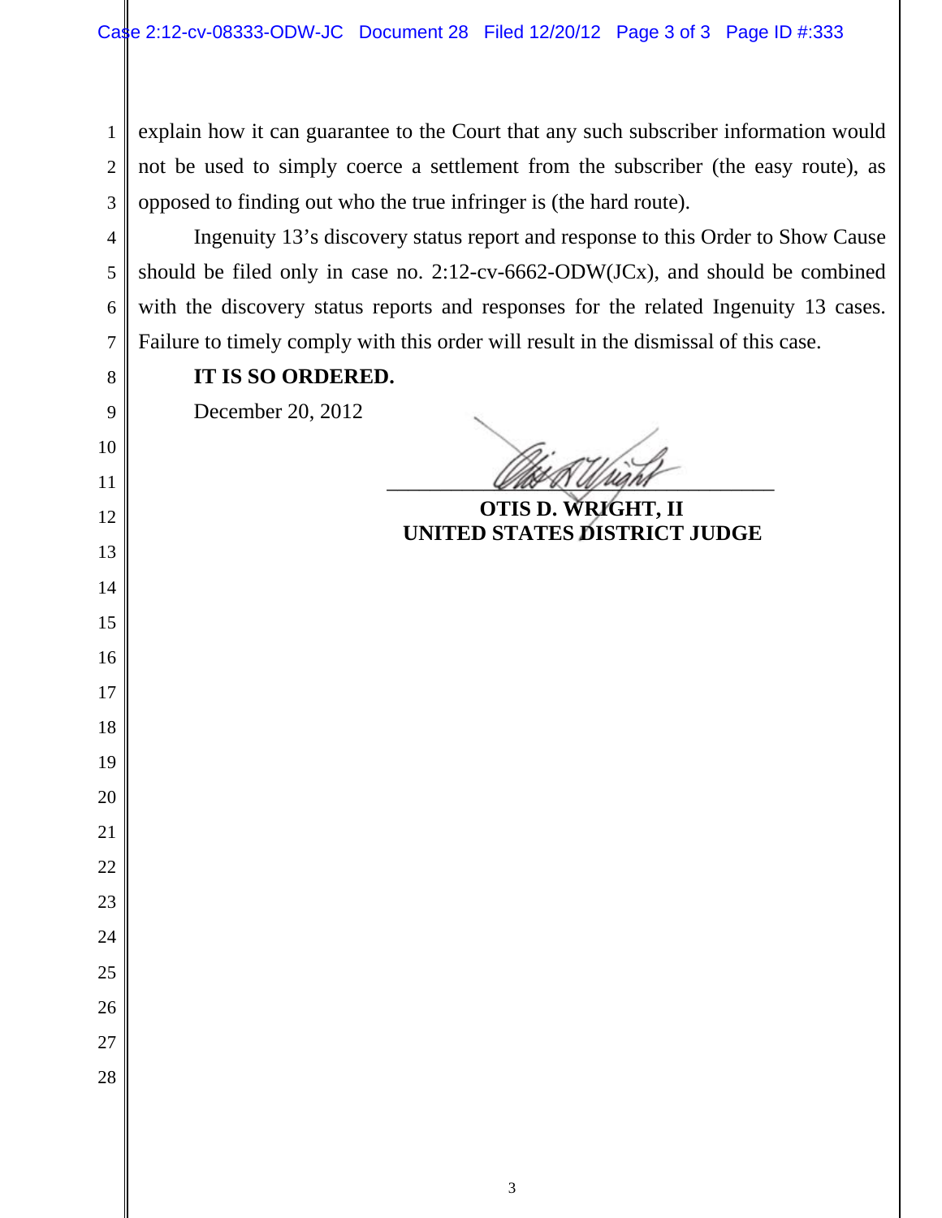explain how it can guarantee to the Court that any such subscriber information would not be used to simply coerce a settlement from the subscriber (the easy route), as opposed to finding out who the true infringer is (the hard route).

Ingenuity 13's discovery status report and response to this Order to Show Cause should be filed only in case no. 2:12-cv-6662-ODW(JCx), and should be combined with the discovery status reports and responses for the related Ingenuity 13 cases. Failure to timely comply with this order will result in the dismissal of this case.

**IT IS SO ORDERED.**

December 20, 2012

**OTIS D. WRIGHT, II**
**UNITED STATES DISTRICT JUDGE**